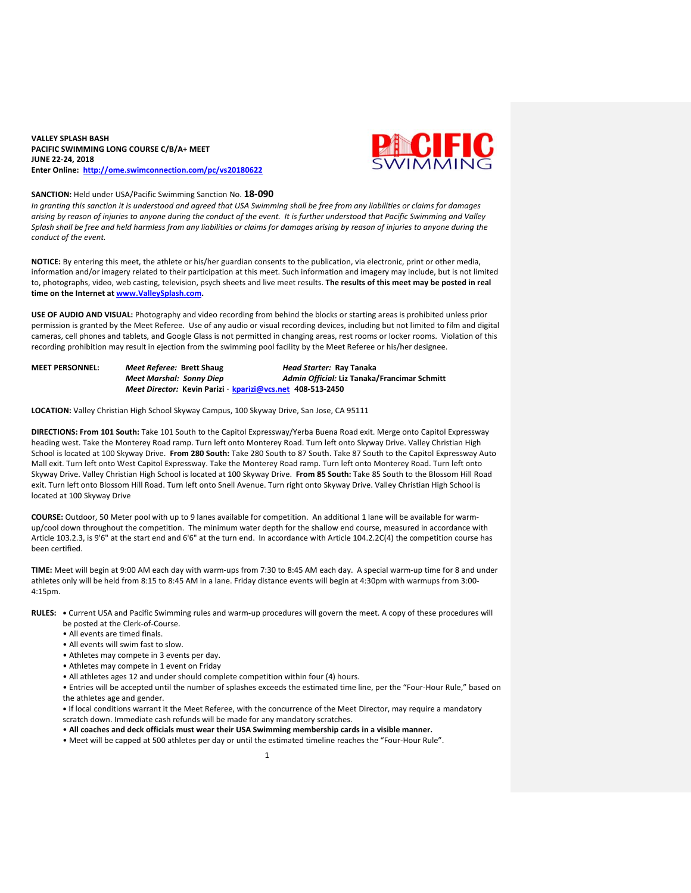**VALLEY SPLASH BASH**
**PACIFIC SWIMMING LONG COURSE C/B/A+ MEET**
**JUNE 22-24, 2018**
**Enter Online: [http://ome.swimconnection.com/pc/vs20180622](http://ome.swimconnection.com/pc/vs20180622)**

**SANCTION:** Held under USA/Pacific Swimming Sanction No. **18-090**
*In granting this sanction it is understood and agreed that USA Swimming shall be free from any liabilities or claims for damages arising by reason of injuries to anyone during the conduct of the event. It is further understood that Pacific Swimming and Valley Splash shall be free and held harmless from any liabilities or claims for damages arising by reason of injuries to anyone during the conduct of the event.*

**NOTICE:** By entering this meet, the athlete or his/her guardian consents to the publication, via electronic, print or other media, information and/or imagery related to their participation at this meet. Such information and imagery may include, but is not limited to, photographs, video, web casting, television, psych sheets and live meet results. **The results of this meet may be posted in real time on the Internet at [www.ValleySplash.com](http://www.ValleySplash.com).**

**USE OF AUDIO AND VISUAL:** Photography and video recording from behind the blocks or starting areas is prohibited unless prior permission is granted by the Meet Referee. Use of any audio or visual recording devices, including but not limited to film and digital cameras, cell phones and tablets, and Google Glass is not permitted in changing areas, rest rooms or locker rooms. Violation of this recording prohibition may result in ejection from the swimming pool facility by the Meet Referee or his/her designee.

**MEET PERSONNEL:**
*Meet Referee:* **Brett Shaug** — *Head Starter:* **Ray Tanaka**
*Meet Marshal: Sonny Diep* — *Admin Official:* **Liz Tanaka/Francimar Schmitt**
*Meet Director:* **Kevin Parizi** - **[kparizi@vcs.net](mailto:kparizi@vcs.net) 408-513-2450**

**LOCATION:** Valley Christian High School Skyway Campus, 100 Skyway Drive, San Jose, CA 95111

**DIRECTIONS: From 101 South:** Take 101 South to the Capitol Expressway/Yerba Buena Road exit. Merge onto Capitol Expressway heading west. Take the Monterey Road ramp. Turn left onto Monterey Road. Turn left onto Skyway Drive. Valley Christian High School is located at 100 Skyway Drive. **From 280 South:** Take 280 South to 87 South. Take 87 South to the Capitol Expressway Auto Mall exit. Turn left onto West Capitol Expressway. Take the Monterey Road ramp. Turn left onto Monterey Road. Turn left onto Skyway Drive. Valley Christian High School is located at 100 Skyway Drive. **From 85 South:** Take 85 South to the Blossom Hill Road exit. Turn left onto Blossom Hill Road. Turn left onto Snell Avenue. Turn right onto Skyway Drive. Valley Christian High School is located at 100 Skyway Drive

**COURSE:** Outdoor, 50 Meter pool with up to 9 lanes available for competition. An additional 1 lane will be available for warm-up/cool down throughout the competition. The minimum water depth for the shallow end course, measured in accordance with Article 103.2.3, is 9'6" at the start end and 6'6" at the turn end. In accordance with Article 104.2.2C(4) the competition course has been certified.

**TIME:** Meet will begin at 9:00 AM each day with warm-ups from 7:30 to 8:45 AM each day. A special warm-up time for 8 and under athletes only will be held from 8:15 to 8:45 AM in a lane. Friday distance events will begin at 4:30pm with warmups from 3:00-4:15pm.

**RULES:**
- Current USA and Pacific Swimming rules and warm-up procedures will govern the meet. A copy of these procedures will be posted at the Clerk-of-Course.
- All events are timed finals.
- All events will swim fast to slow.
- Athletes may compete in 3 events per day.
- Athletes may compete in 1 event on Friday
- All athletes ages 12 and under should complete competition within four (4) hours.
- Entries will be accepted until the number of splashes exceeds the estimated time line, per the "Four-Hour Rule," based on the athletes age and gender.
- If local conditions warrant it the Meet Referee, with the concurrence of the Meet Director, may require a mandatory scratch down. Immediate cash refunds will be made for any mandatory scratches.
- **All coaches and deck officials must wear their USA Swimming membership cards in a visible manner.**
- Meet will be capped at 500 athletes per day or until the estimated timeline reaches the "Four-Hour Rule".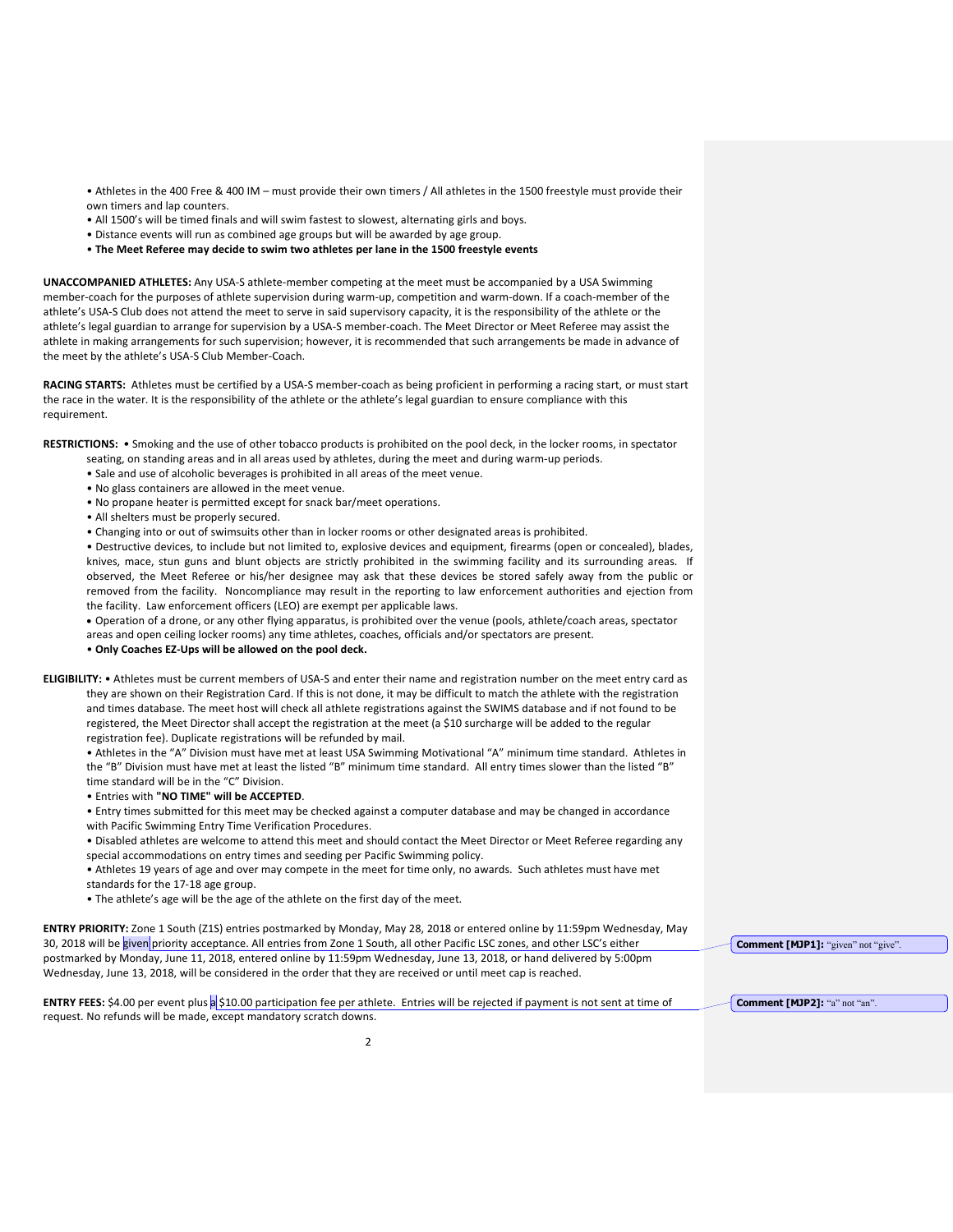• Athletes in the 400 Free & 400 IM – must provide their own timers / All athletes in the 1500 freestyle must provide their own timers and lap counters.
• All 1500's will be timed finals and will swim fastest to slowest, alternating girls and boys.
• Distance events will run as combined age groups but will be awarded by age group.
• **The Meet Referee may decide to swim two athletes per lane in the 1500 freestyle events**

**UNACCOMPANIED ATHLETES:** Any USA-S athlete-member competing at the meet must be accompanied by a USA Swimming member-coach for the purposes of athlete supervision during warm-up, competition and warm-down. If a coach-member of the athlete's USA-S Club does not attend the meet to serve in said supervisory capacity, it is the responsibility of the athlete or the athlete's legal guardian to arrange for supervision by a USA-S member-coach. The Meet Director or Meet Referee may assist the athlete in making arrangements for such supervision; however, it is recommended that such arrangements be made in advance of the meet by the athlete's USA-S Club Member-Coach.

**RACING STARTS:** Athletes must be certified by a USA-S member-coach as being proficient in performing a racing start, or must start the race in the water. It is the responsibility of the athlete or the athlete's legal guardian to ensure compliance with this requirement.

**RESTRICTIONS:** • Smoking and the use of other tobacco products is prohibited on the pool deck, in the locker rooms, in spectator seating, on standing areas and in all areas used by athletes, during the meet and during warm-up periods.
• Sale and use of alcoholic beverages is prohibited in all areas of the meet venue.
• No glass containers are allowed in the meet venue.
• No propane heater is permitted except for snack bar/meet operations.
• All shelters must be properly secured.
• Changing into or out of swimsuits other than in locker rooms or other designated areas is prohibited.
• Destructive devices, to include but not limited to, explosive devices and equipment, firearms (open or concealed), blades, knives, mace, stun guns and blunt objects are strictly prohibited in the swimming facility and its surrounding areas. If observed, the Meet Referee or his/her designee may ask that these devices be stored safely away from the public or removed from the facility. Noncompliance may result in the reporting to law enforcement authorities and ejection from the facility. Law enforcement officers (LEO) are exempt per applicable laws.
• Operation of a drone, or any other flying apparatus, is prohibited over the venue (pools, athlete/coach areas, spectator areas and open ceiling locker rooms) any time athletes, coaches, officials and/or spectators are present.
• **Only Coaches EZ-Ups will be allowed on the pool deck.**

**ELIGIBILITY:** • Athletes must be current members of USA-S and enter their name and registration number on the meet entry card as they are shown on their Registration Card. If this is not done, it may be difficult to match the athlete with the registration and times database. The meet host will check all athlete registrations against the SWIMS database and if not found to be registered, the Meet Director shall accept the registration at the meet (a $10 surcharge will be added to the regular registration fee). Duplicate registrations will be refunded by mail.
• Athletes in the "A" Division must have met at least USA Swimming Motivational "A" minimum time standard. Athletes in the "B" Division must have met at least the listed "B" minimum time standard. All entry times slower than the listed "B" time standard will be in the "C" Division.
• Entries with **"NO TIME" will be ACCEPTED**.
• Entry times submitted for this meet may be checked against a computer database and may be changed in accordance with Pacific Swimming Entry Time Verification Procedures.
• Disabled athletes are welcome to attend this meet and should contact the Meet Director or Meet Referee regarding any special accommodations on entry times and seeding per Pacific Swimming policy.
• Athletes 19 years of age and over may compete in the meet for time only, no awards. Such athletes must have met standards for the 17-18 age group.
• The athlete's age will be the age of the athlete on the first day of the meet.

**ENTRY PRIORITY:** Zone 1 South (Z1S) entries postmarked by Monday, May 28, 2018 or entered online by 11:59pm Wednesday, May 30, 2018 will be given priority acceptance. All entries from Zone 1 South, all other Pacific LSC zones, and other LSC's either postmarked by Monday, June 11, 2018, entered online by 11:59pm Wednesday, June 13, 2018, or hand delivered by 5:00pm Wednesday, June 13, 2018, will be considered in the order that they are received or until meet cap is reached.

**ENTRY FEES:** $4.00 per event plus a $10.00 participation fee per athlete. Entries will be rejected if payment is not sent at time of request. No refunds will be made, except mandatory scratch downs.

**Comment [MJP1]:** "given" not "give".

**Comment [MJP2]:** "a" not "an".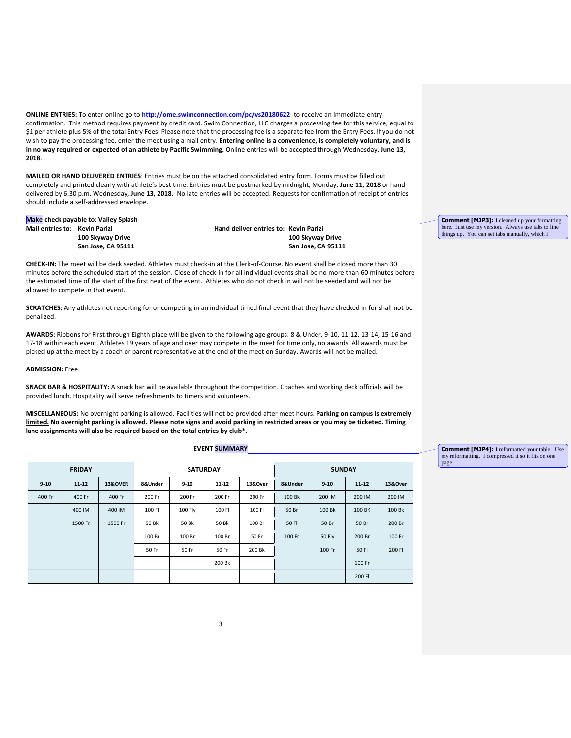**ONLINE ENTRIES:** To enter online go to **http://ome.swimconnection.com/pc/vs20180622** to receive an immediate entry confirmation. This method requires payment by credit card. Swim Connection, LLC charges a processing fee for this service, equal to $1 per athlete plus 5% of the total Entry Fees. Please note that the processing fee is a separate fee from the Entry Fees. If you do not wish to pay the processing fee, enter the meet using a mail entry. **Entering online is a convenience, is completely voluntary, and is in no way required or expected of an athlete by Pacific Swimming.** Online entries will be accepted through Wednesday, **June 13, 2018**.

**MAILED OR HAND DELIVERED ENTRIES**: Entries must be on the attached consolidated entry form. Forms must be filled out completely and printed clearly with athlete's best time. Entries must be postmarked by midnight, Monday, **June 11, 2018** or hand delivered by 6:30 p.m. Wednesday, **June 13, 2018**. No late entries will be accepted. Requests for confirmation of receipt of entries should include a self-addressed envelope.

**Make check payable to: Valley Splash**

**Mail entries to: Kevin Parizi**
**100 Skyway Drive**
**San Jose, CA 95111**

**Hand deliver entries to: Kevin Parizi**
**100 Skyway Drive**
**San Jose, CA 95111**

**CHECK-IN:** The meet will be deck seeded. Athletes must check-in at the Clerk-of-Course. No event shall be closed more than 30 minutes before the scheduled start of the session. Close of check-in for all individual events shall be no more than 60 minutes before the estimated time of the start of the first heat of the event. Athletes who do not check in will not be seeded and will not be allowed to compete in that event.

**SCRATCHES:** Any athletes not reporting for or competing in an individual timed final event that they have checked in for shall not be penalized.

**AWARDS:** Ribbons for First through Eighth place will be given to the following age groups: 8 & Under, 9-10, 11-12, 13-14, 15-16 and 17-18 within each event. Athletes 19 years of age and over may compete in the meet for time only, no awards. All awards must be picked up at the meet by a coach or parent representative at the end of the meet on Sunday. Awards will not be mailed.

**ADMISSION:** Free.

**SNACK BAR & HOSPITALITY:** A snack bar will be available throughout the competition. Coaches and working deck officials will be provided lunch. Hospitality will serve refreshments to timers and volunteers.

**MISCELLANEOUS:** No overnight parking is allowed. Facilities will not be provided after meet hours. **Parking on campus is extremely limited. No overnight parking is allowed. Please note signs and avoid parking in restricted areas or you may be ticketed. Timing lane assignments will also be required based on the total entries by club*.**

**EVENT SUMMARY**

| FRIDAY | | | SATURDAY | | | | SUNDAY | | | |
|---|---|---|---|---|---|---|---|---|---|---|
| 9-10 | 11-12 | 13&OVER | 8&Under | 9-10 | 11-12 | 13&Over | 8&Under | 9-10 | 11-12 | 13&Over |
| 400 Fr | 400 Fr | 400 Fr | 200 Fr | 200 Fr | 200 Fr | 200 Fr | 100 Bk | 200 IM | 200 IM | 200 IM |
| | 400 IM | 400 IM | 100 Fl | 100 Fly | 100 Fl | 100 Fl | 50 Br | 100 Bk | 100 BK | 100 Bk |
| | 1500 Fr | 1500 Fr | 50 Bk | 50 Bk | 50 Bk | 100 Br | 50 Fl | 50 Br | 50 Br | 200 Br |
| | | | 100 Br | 100 Br | 100 Br | 50 Fr | 100 Fr | 50 Fly | 200 Br | 100 Fr |
| | | | 50 Fr | 50 Fr | 50 Fr | 200 Bk | | 100 Fr | 50 Fl | 200 Fl |
| | | | | | 200 Bk | | | | 100 Fr | |
| | | | | | | | | | 200 Fl | |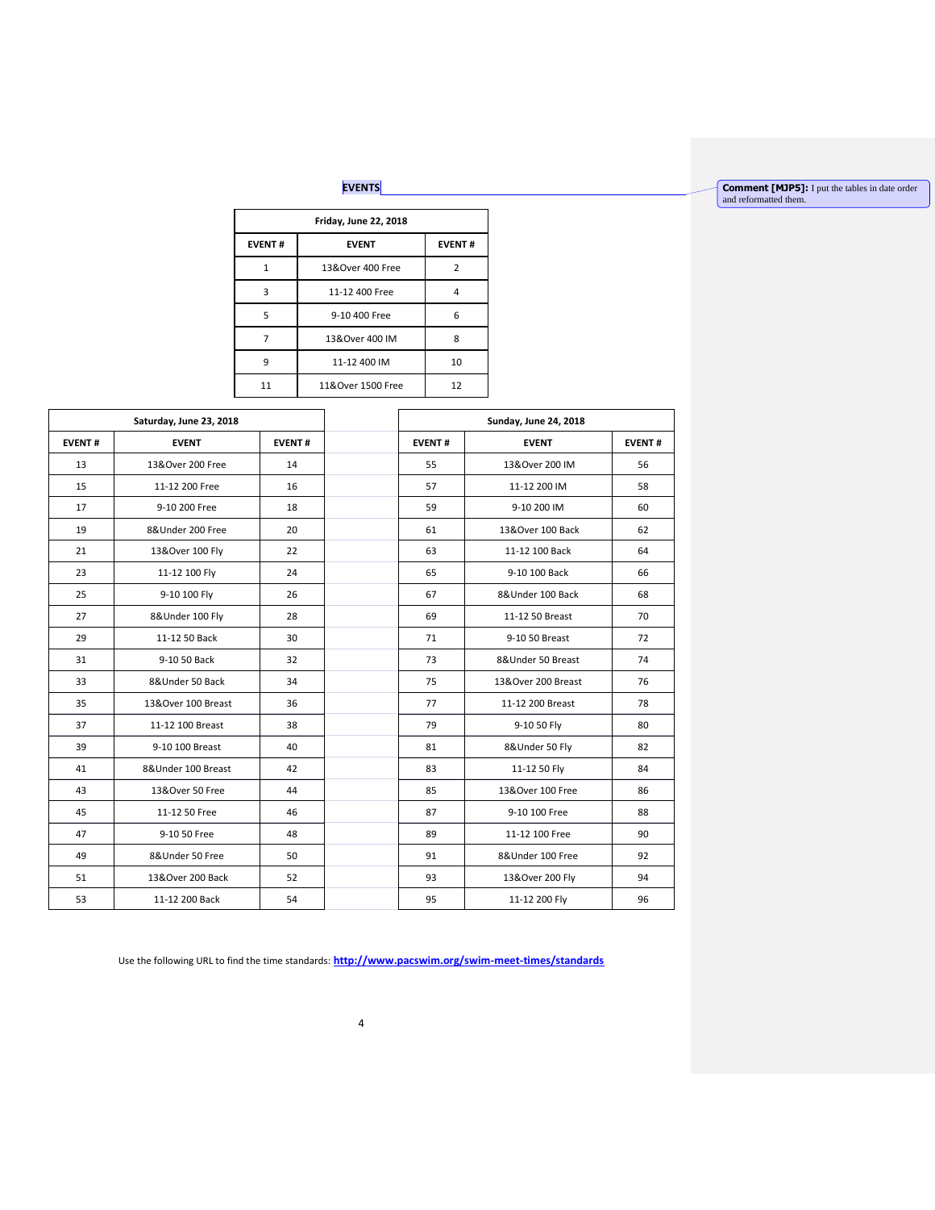## EVENTS

| Friday, June 22, 2018 | | |
|---|---|---|
| EVENT # | EVENT | EVENT # |
| 1 | 13&Over 400 Free | 2 |
| 3 | 11-12 400 Free | 4 |
| 5 | 9-10 400 Free | 6 |
| 7 | 13&Over 400 IM | 8 |
| 9 | 11-12 400 IM | 10 |
| 11 | 11&Over 1500 Free | 12 |

| Saturday, June 23, 2018 | | |
|---|---|---|
| EVENT # | EVENT | EVENT # |
| 13 | 13&Over 200 Free | 14 |
| 15 | 11-12 200 Free | 16 |
| 17 | 9-10 200 Free | 18 |
| 19 | 8&Under 200 Free | 20 |
| 21 | 13&Over 100 Fly | 22 |
| 23 | 11-12 100 Fly | 24 |
| 25 | 9-10 100 Fly | 26 |
| 27 | 8&Under 100 Fly | 28 |
| 29 | 11-12 50 Back | 30 |
| 31 | 9-10 50 Back | 32 |
| 33 | 8&Under 50 Back | 34 |
| 35 | 13&Over 100 Breast | 36 |
| 37 | 11-12 100 Breast | 38 |
| 39 | 9-10 100 Breast | 40 |
| 41 | 8&Under 100 Breast | 42 |
| 43 | 13&Over 50 Free | 44 |
| 45 | 11-12 50 Free | 46 |
| 47 | 9-10 50 Free | 48 |
| 49 | 8&Under 50 Free | 50 |
| 51 | 13&Over 200 Back | 52 |
| 53 | 11-12 200 Back | 54 |

| Sunday, June 24, 2018 | | |
|---|---|---|
| EVENT # | EVENT | EVENT # |
| 55 | 13&Over 200 IM | 56 |
| 57 | 11-12 200 IM | 58 |
| 59 | 9-10 200 IM | 60 |
| 61 | 13&Over 100 Back | 62 |
| 63 | 11-12 100 Back | 64 |
| 65 | 9-10 100 Back | 66 |
| 67 | 8&Under 100 Back | 68 |
| 69 | 11-12 50 Breast | 70 |
| 71 | 9-10 50 Breast | 72 |
| 73 | 8&Under 50 Breast | 74 |
| 75 | 13&Over 200 Breast | 76 |
| 77 | 11-12 200 Breast | 78 |
| 79 | 9-10 50 Fly | 80 |
| 81 | 8&Under 50 Fly | 82 |
| 83 | 11-12 50 Fly | 84 |
| 85 | 13&Over 100 Free | 86 |
| 87 | 9-10 100 Free | 88 |
| 89 | 11-12 100 Free | 90 |
| 91 | 8&Under 100 Free | 92 |
| 93 | 13&Over 200 Fly | 94 |
| 95 | 11-12 200 Fly | 96 |

Use the following URL to find the time standards: **http://www.pacswim.org/swim-meet-times/standards**

**Comment [MJP5]:** I put the tables in date order and reformatted them.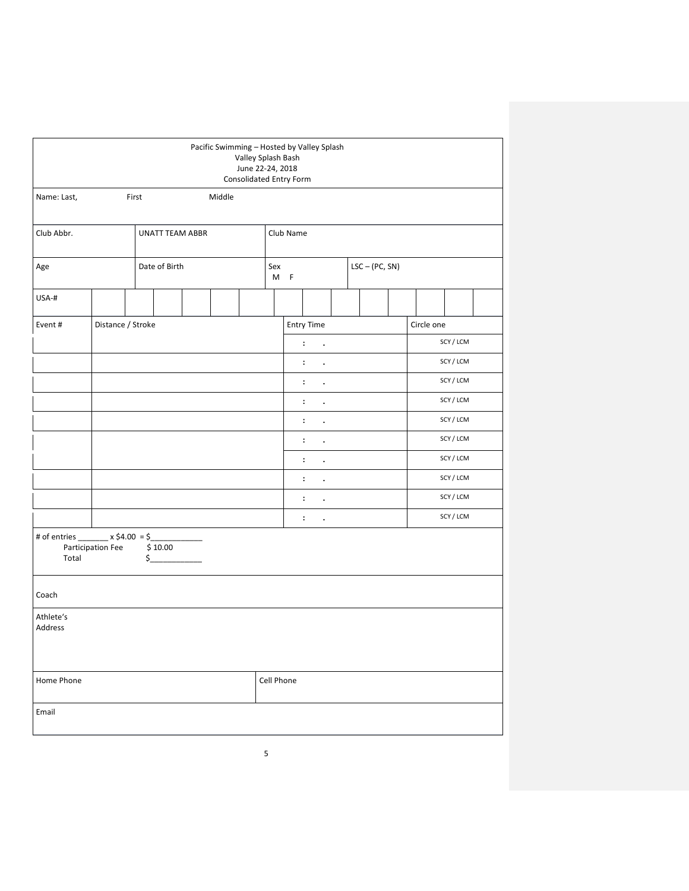Pacific Swimming – Hosted by Valley Splash
Valley Splash Bash
June 22-24, 2018
Consolidated Entry Form

| | | | |
|---|---|---|---|
| Name: Last, First Middle | | | |
| Club Abbr. | UNATT TEAM ABBR | Club Name | |
| Age | Date of Birth | Sex M F | LSC – (PC, SN) |
| USA-# | | | |

| Event # | Distance / Stroke | Entry Time | Circle one |
|---|---|---|---|
| | | : . | SCY / LCM |
| | | : . | SCY / LCM |
| | | : . | SCY / LCM |
| | | : . | SCY / LCM |
| | | : . | SCY / LCM |
| | | : . | SCY / LCM |
| | | : . | SCY / LCM |
| | | : . | SCY / LCM |
| | | : . | SCY / LCM |
| | | : . | SCY / LCM |

# of entries _______ x $4.00 = $____________
Participation Fee $ 10.00
Total $____________

| | |
|---|---|
| Coach | |
| Athlete's Address | |
| Home Phone | Cell Phone |
| Email | |